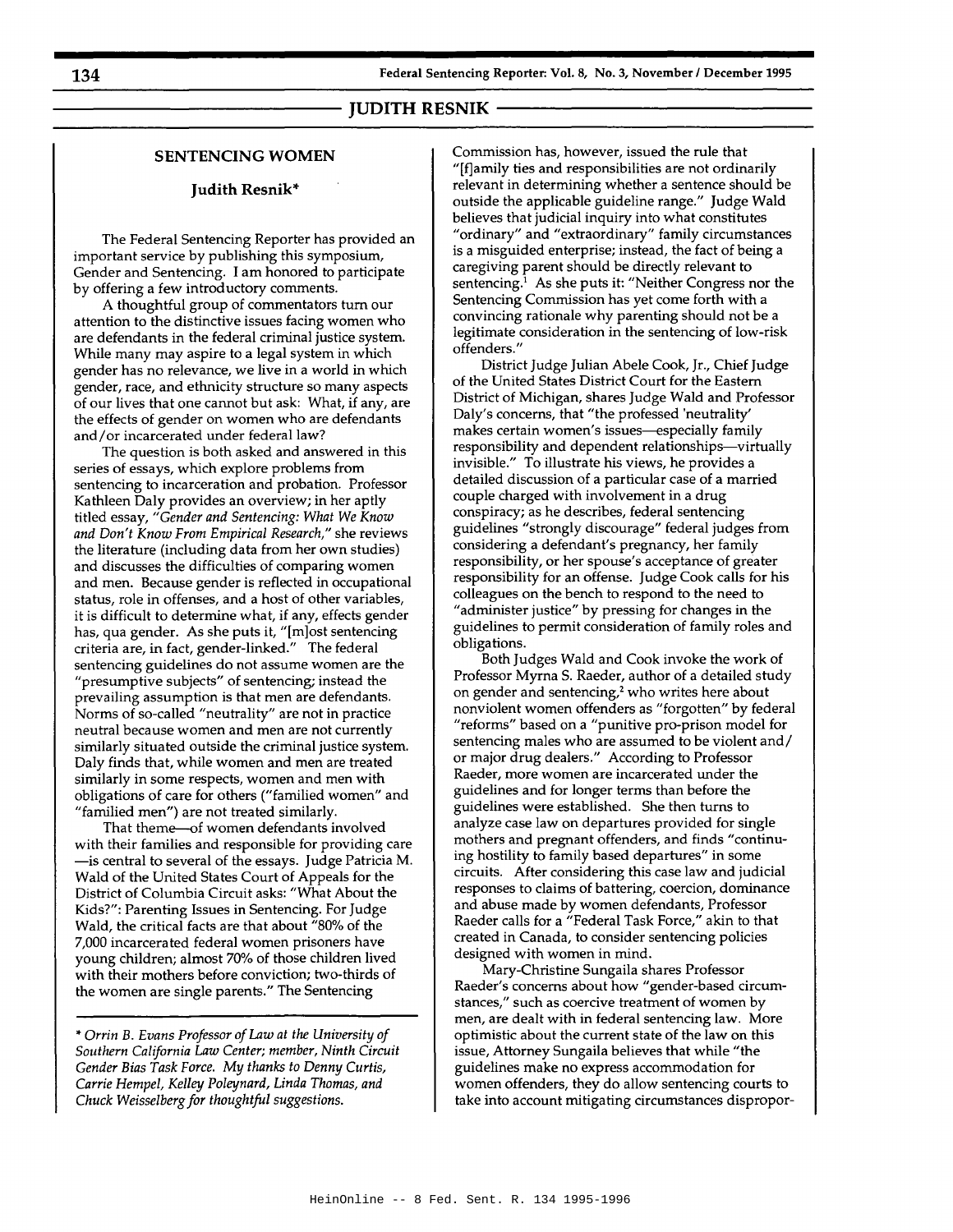## SENTENCING WOMEN

### Judith Resnik*

The Federal Sentencing Reporter has provided an important service by publishing this symposium, Gender and Sentencing. I am honored to participate by offering a few introductory comments.

A thoughtful group of commentators turn our attention to the distinctive issues facing women who are defendants in the federal criminal justice system. While many may aspire to a legal system in which gender has no relevance, we live in a world in which gender, race, and ethnicity structure so many aspects of our lives that one cannot but ask: What, if any, are the effects of gender on women who are defendants and/or incarcerated under federal law?

The question is both asked and answered in this series of essays, which explore problems from sentencing to incarceration and probation. Professor Kathleen Daly provides an overview; in her aptly titled essay, *"Gender and Sentencing: What We Know and Don't Know From Empirical Research,"* she reviews the literature (including data from her own studies) and discusses the difficulties of comparing women and men. Because gender is reflected in occupational status, role in offenses, and a host of other variables, it is difficult to determine what, if any, effects gender has, qua gender. As she puts it, "[m]ost sentencing criteria are, in fact, gender-linked." The federal sentencing guidelines do not assume women are the "presumptive subjects" of sentencing; instead the prevailing assumption is that men are defendants. Norms of so-called "neutrality" are not in practice neutral because women and men are not currently similarly situated outside the criminal justice system. Daly finds that, while women and men are treated similarly in some respects, women and men with obligations of care for others ("familied women" and "familied men") are not treated similarly.

That theme—of women defendants involved with their families and responsible for providing care —is central to several of the essays. Judge Patricia M. Wald of the United States Court of Appeals for the District of Columbia Circuit asks: "What About the Kids?": Parenting Issues in Sentencing. For Judge Wald, the critical facts are that about "80% of the 7,000 incarcerated federal women prisoners have young children; almost 70% of those children lived with their mothers before conviction; two-thirds of the women are single parents." The Sentencing Commission has, however, issued the rule that "[f]amily ties and responsibilities are not ordinarily relevant in determining whether a sentence should be outside the applicable guideline range." Judge Wald believes that judicial inquiry into what constitutes "ordinary" and "extraordinary" family circumstances is a misguided enterprise; instead, the fact of being a caregiving parent should be directly relevant to sentencing.[1] As she puts it: "Neither Congress nor the Sentencing Commission has yet come forth with a convincing rationale why parenting should not be a legitimate consideration in the sentencing of low-risk offenders."

District Judge Julian Abele Cook, Jr., Chief Judge of the United States District Court for the Eastern District of Michigan, shares Judge Wald and Professor Daly's concerns, that "the professed 'neutrality' makes certain women's issues—especially family responsibility and dependent relationships—virtually invisible." To illustrate his views, he provides a detailed discussion of a particular case of a married couple charged with involvement in a drug conspiracy; as he describes, federal sentencing guidelines "strongly discourage" federal judges from considering a defendant's pregnancy, her family responsibility, or her spouse's acceptance of greater responsibility for an offense. Judge Cook calls for his colleagues on the bench to respond to the need to "administer justice" by pressing for changes in the guidelines to permit consideration of family roles and obligations.

Both Judges Wald and Cook invoke the work of Professor Myrna S. Raeder, author of a detailed study on gender and sentencing,[2] who writes here about nonviolent women offenders as "forgotten" by federal "reforms" based on a "punitive pro-prison model for sentencing males who are assumed to be violent and/or major drug dealers." According to Professor Raeder, more women are incarcerated under the guidelines and for longer terms than before the guidelines were established. She then turns to analyze case law on departures provided for single mothers and pregnant offenders, and finds "continuing hostility to family based departures" in some circuits. After considering this case law and judicial responses to claims of battering, coercion, dominance and abuse made by women defendants, Professor Raeder calls for a "Federal Task Force," akin to that created in Canada, to consider sentencing policies designed with women in mind.

Mary-Christine Sungaila shares Professor Raeder's concerns about how "gender-based circumstances," such as coercive treatment of women by men, are dealt with in federal sentencing law. More optimistic about the current state of the law on this issue, Attorney Sungaila believes that while "the guidelines make no express accommodation for women offenders, they do allow sentencing courts to take into account mitigating circumstances dispropor-

---

* *Orrin B. Evans Professor of Law at the University of Southern California Law Center; member, Ninth Circuit Gender Bias Task Force. My thanks to Denny Curtis, Carrie Hempel, Kelley Poleynard, Linda Thomas, and Chuck Weisselberg for thoughtful suggestions.*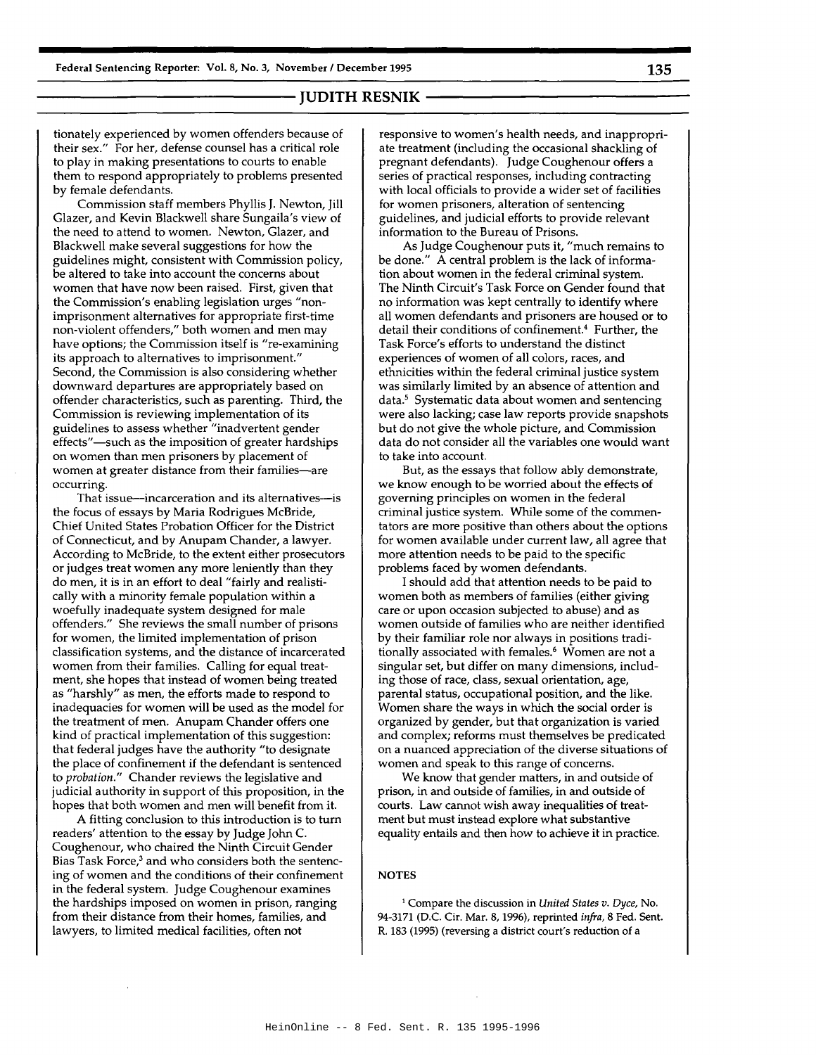tionately experienced by women offenders because of their sex." For her, defense counsel has a critical role to play in making presentations to courts to enable them to respond appropriately to problems presented by female defendants.

Commission staff members Phyllis J. Newton, Jill Glazer, and Kevin Blackwell share Sungaila's view of the need to attend to women. Newton, Glazer, and Blackwell make several suggestions for how the guidelines might, consistent with Commission policy, be altered to take into account the concerns about women that have now been raised. First, given that the Commission's enabling legislation urges "non-imprisonment alternatives for appropriate first-time non-violent offenders," both women and men may have options; the Commission itself is "re-examining its approach to alternatives to imprisonment." Second, the Commission is also considering whether downward departures are appropriately based on offender characteristics, such as parenting. Third, the Commission is reviewing implementation of its guidelines to assess whether "inadvertent gender effects"—such as the imposition of greater hardships on women than men prisoners by placement of women at greater distance from their families—are occurring.

That issue—incarceration and its alternatives—is the focus of essays by Maria Rodrigues McBride, Chief United States Probation Officer for the District of Connecticut, and by Anupam Chander, a lawyer. According to McBride, to the extent either prosecutors or judges treat women any more leniently than they do men, it is in an effort to deal "fairly and realistically with a minority female population within a woefully inadequate system designed for male offenders." She reviews the small number of prisons for women, the limited implementation of prison classification systems, and the distance of incarcerated women from their families. Calling for equal treatment, she hopes that instead of women being treated as "harshly" as men, the efforts made to respond to inadequacies for women will be used as the model for the treatment of men. Anupam Chander offers one kind of practical implementation of this suggestion: that federal judges have the authority "to designate the place of confinement if the defendant is sentenced to *probation*." Chander reviews the legislative and judicial authority in support of this proposition, in the hopes that both women and men will benefit from it.

A fitting conclusion to this introduction is to turn readers' attention to the essay by Judge John C. Coughenour, who chaired the Ninth Circuit Gender Bias Task Force,[3] and who considers both the sentencing of women and the conditions of their confinement in the federal system. Judge Coughenour examines the hardships imposed on women in prison, ranging from their distance from their homes, families, and lawyers, to limited medical facilities, often not responsive to women's health needs, and inappropriate treatment (including the occasional shackling of pregnant defendants). Judge Coughenour offers a series of practical responses, including contracting with local officials to provide a wider set of facilities for women prisoners, alteration of sentencing guidelines, and judicial efforts to provide relevant information to the Bureau of Prisons.

As Judge Coughenour puts it, "much remains to be done." A central problem is the lack of information about women in the federal criminal system. The Ninth Circuit's Task Force on Gender found that no information was kept centrally to identify where all women defendants and prisoners are housed or to detail their conditions of confinement.[4] Further, the Task Force's efforts to understand the distinct experiences of women of all colors, races, and ethnicities within the federal criminal justice system was similarly limited by an absence of attention and data.[5] Systematic data about women and sentencing were also lacking; case law reports provide snapshots but do not give the whole picture, and Commission data do not consider all the variables one would want to take into account.

But, as the essays that follow ably demonstrate, we know enough to be worried about the effects of governing principles on women in the federal criminal justice system. While some of the commentators are more positive than others about the options for women available under current law, all agree that more attention needs to be paid to the specific problems faced by women defendants.

I should add that attention needs to be paid to women both as members of families (either giving care or upon occasion subjected to abuse) and as women outside of families who are neither identified by their familiar role nor always in positions traditionally associated with females.[6] Women are not a singular set, but differ on many dimensions, including those of race, class, sexual orientation, age, parental status, occupational position, and the like. Women share the ways in which the social order is organized by gender, but that organization is varied and complex; reforms must themselves be predicated on a nuanced appreciation of the diverse situations of women and speak to this range of concerns.

We know that gender matters, in and outside of prison, in and outside of families, in and outside of courts. Law cannot wish away inequalities of treatment but must instead explore what substantive equality entails and then how to achieve it in practice.

## NOTES

[1] Compare the discussion in *United States v. Dyce*, No. 94-3171 (D.C. Cir. Mar. 8, 1996), reprinted *infra*, 8 Fed. Sent. R. 183 (1995) (reversing a district court's reduction of a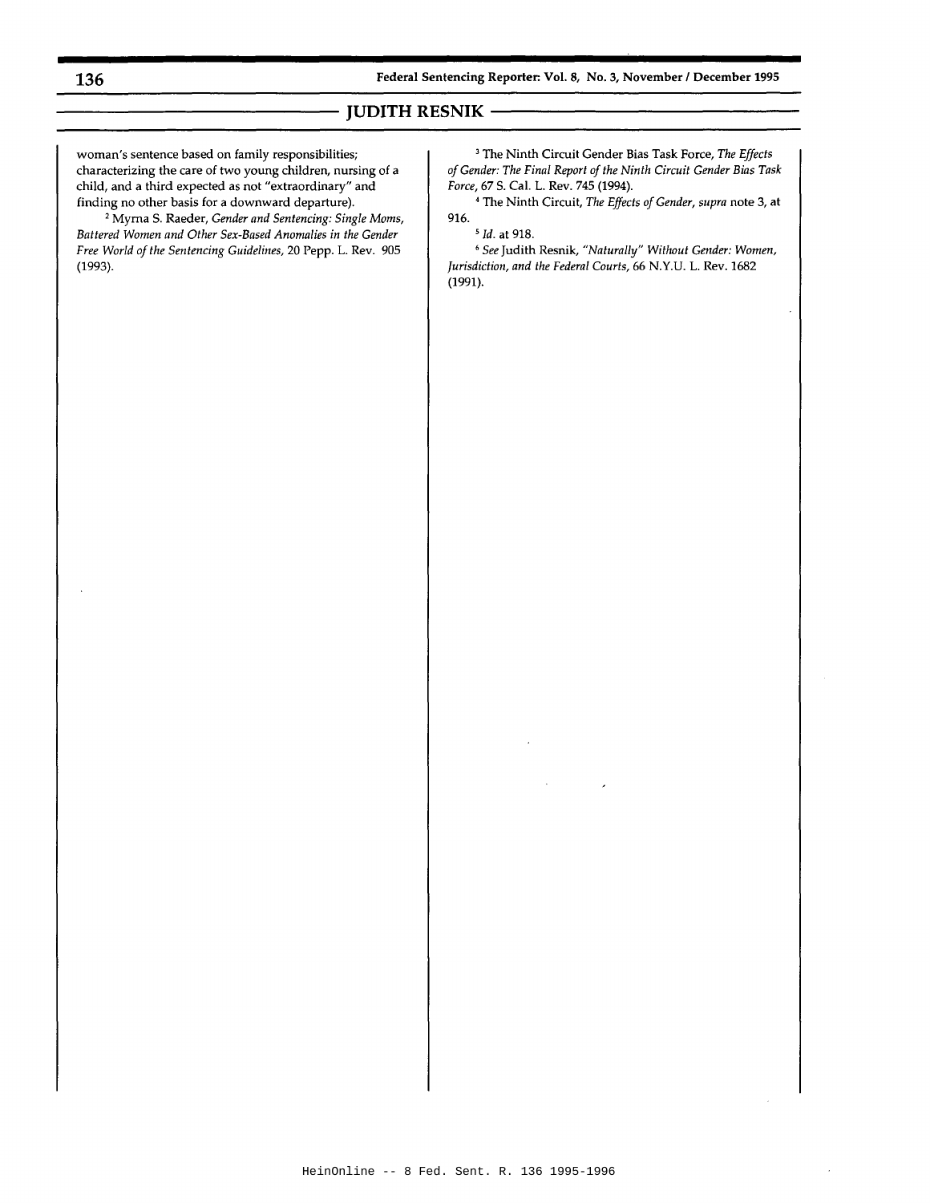woman's sentence based on family responsibilities; characterizing the care of two young children, nursing of a child, and a third expected as not "extraordinary" and finding no other basis for a downward departure).

[2] Myrna S. Raeder, *Gender and Sentencing: Single Moms, Battered Women and Other Sex-Based Anomalies in the Gender Free World of the Sentencing Guidelines*, 20 Pepp. L. Rev. 905 (1993).

[3] The Ninth Circuit Gender Bias Task Force, *The Effects of Gender: The Final Report of the Ninth Circuit Gender Bias Task Force*, 67 S. Cal. L. Rev. 745 (1994).

[4] The Ninth Circuit, *The Effects of Gender*, *supra* note 3, at 916.

[5] *Id.* at 918.

[6] *See* Judith Resnik, *"Naturally" Without Gender: Women, Jurisdiction, and the Federal Courts*, 66 N.Y.U. L. Rev. 1682 (1991).